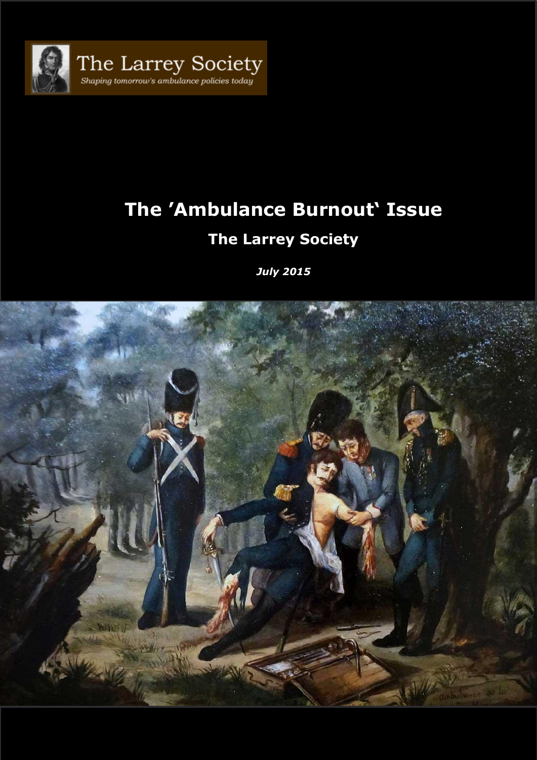The Larrey Society

*Shaping tomorrow's ambulance policies today*

# The ’Ambulance Burnout�‘ Issue

## The Larrey Society

***July 2015***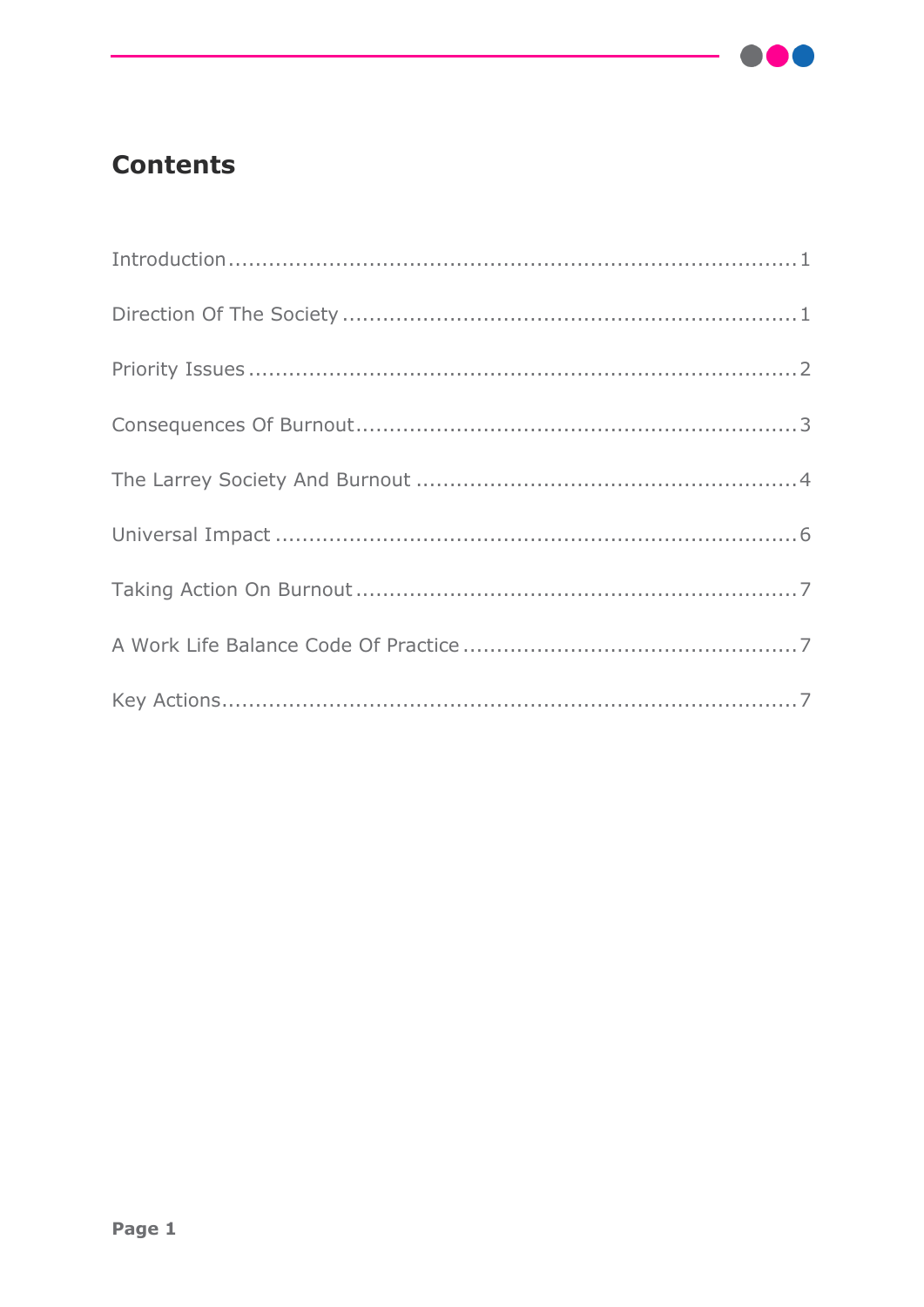## Contents

Introduction ........................................................................ 1

Direction Of The Society ........................................................ 1

Priority Issues ...................................................................... 2

Consequences Of Burnout ...................................................... 3

The Larrey Society And Burnout ............................................. 4

Universal Impact ................................................................... 6

Taking Action On Burnout ....................................................... 7

A Work Life Balance Code Of Practice ...................................... 7

Key Actions ........................................................................... 7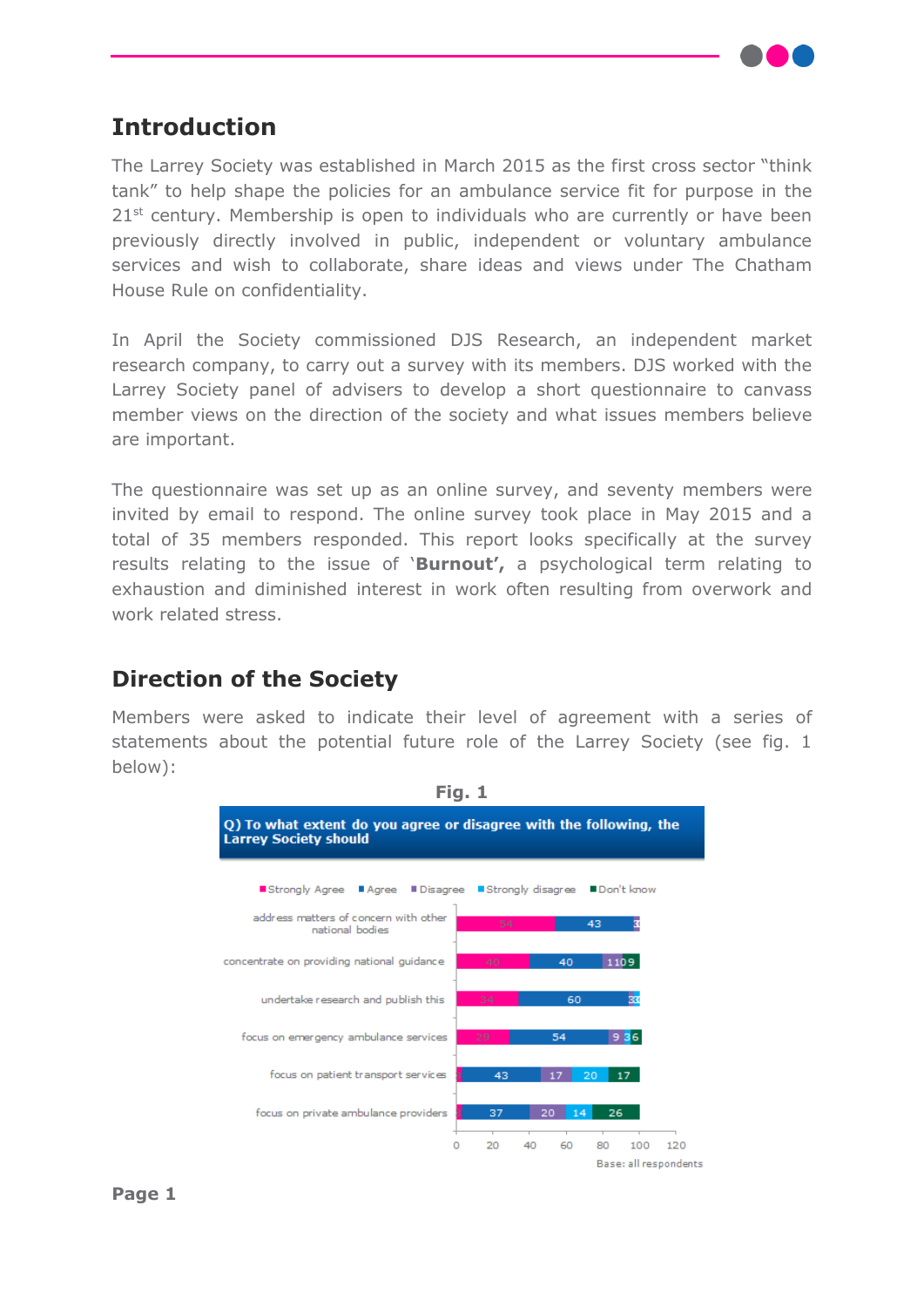## Introduction

The Larrey Society was established in March 2015 as the first cross sector "think tank" to help shape the policies for an ambulance service fit for purpose in the 21st century. Membership is open to individuals who are currently or have been previously directly involved in public, independent or voluntary ambulance services and wish to collaborate, share ideas and views under The Chatham House Rule on confidentiality.

In April the Society commissioned DJS Research, an independent market research company, to carry out a survey with its members. DJS worked with the Larrey Society panel of advisers to develop a short questionnaire to canvass member views on the direction of the society and what issues members believe are important.

The questionnaire was set up as an online survey, and seventy members were invited by email to respond. The online survey took place in May 2015 and a total of 35 members responded. This report looks specifically at the survey results relating to the issue of '**Burnout',** a psychological term relating to exhaustion and diminished interest in work often resulting from overwork and work related stress.

## Direction of the Society

Members were asked to indicate their level of agreement with a series of statements about the potential future role of the Larrey Society (see fig. 1 below):

**Fig. 1**

**Q) To what extent do you agree or disagree with the following, the Larrey Society should**

| | Strongly Agree | Agree | Disagree | Strongly disagree | Don't know |
|---|---|---|---|---|---|
| address matters of concern with other national bodies | 54 | 43 | 3 | | |
| concentrate on providing national guidance | 40 | 40 | 11 | 0 | 9 |
| undertake research and publish this | 34 | 60 | | 3 | 3 |
| focus on emergency ambulance services | 29 | 54 | 9 | 3 | 6 |
| focus on patient transport services | 3 | 43 | 17 | 20 | 17 |
| focus on private ambulance providers | 3 | 37 | 20 | 14 | 26 |

Base: all respondents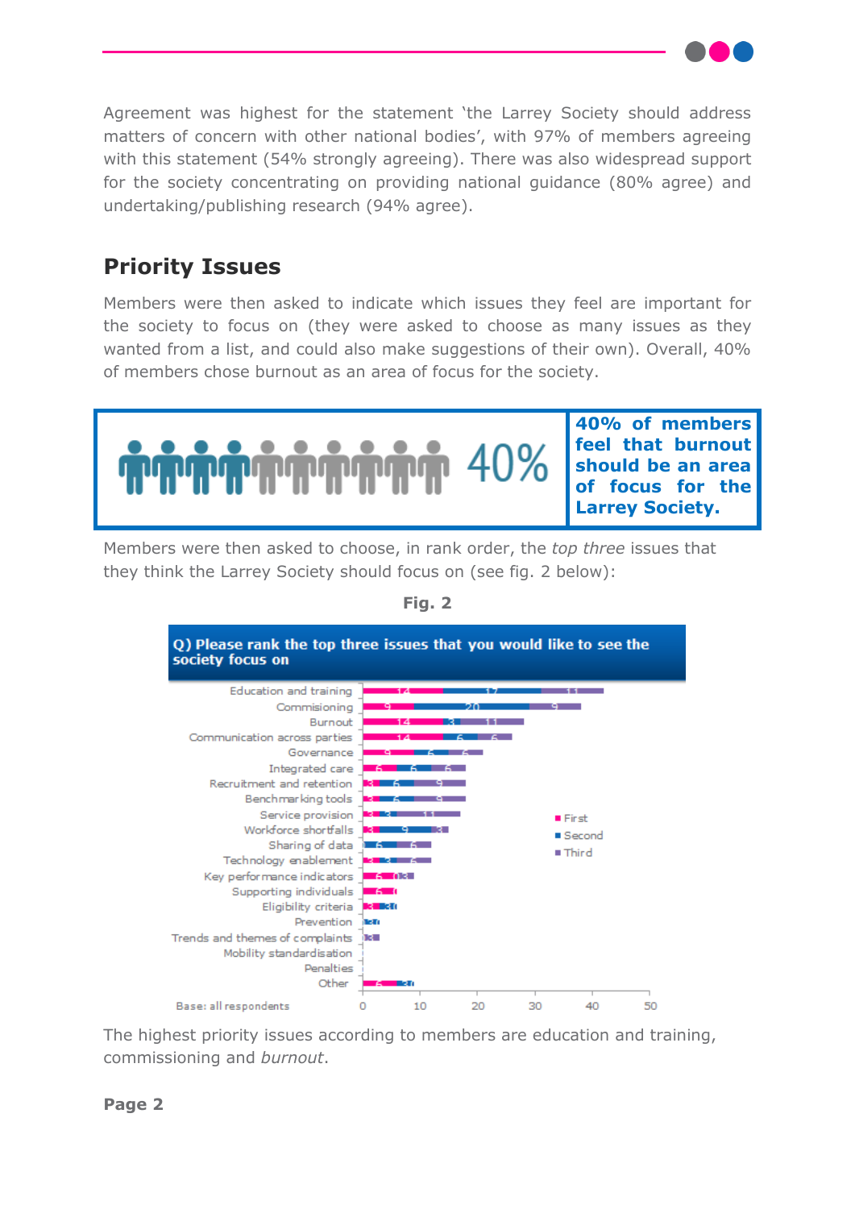Agreement was highest for the statement 'the Larrey Society should address matters of concern with other national bodies', with 97% of members agreeing with this statement (54% strongly agreeing). There was also widespread support for the society concentrating on providing national guidance (80% agree) and undertaking/publishing research (94% agree).

## Priority Issues

Members were then asked to indicate which issues they feel are important for the society to focus on (they were asked to choose as many issues as they wanted from a list, and could also make suggestions of their own). Overall, 40% of members chose burnout as an area of focus for the society.

40%

**40% of members feel that burnout should be an area of focus for the Larrey Society.**

Members were then asked to choose, in rank order, the *top three* issues that they think the Larrey Society should focus on (see fig. 2 below):

**Fig. 2**

**Q) Please rank the top three issues that you would like to see the society focus on**

| Issue | First | Second | Third |
|---|---|---|---|
| Education and training | 14 | 17 | 11 |
| Commissioning | 9 | 20 | 9 |
| Burnout | 14 | 3 | 11 |
| Communication across parties | 14 | 6 | 6 |
| Governance | 9 | 6 | 6 |
| Integrated care | 6 | 6 | 6 |
| Recruitment and retention | 3 | 6 | 9 |
| Benchmarking tools | 3 | 6 | 9 |
| Service provision | 3 | 3 | 11 |
| Workforce shortfalls | 3 | 9 | 3 |
| Sharing of data | | 6 | 6 |
| Technology enablement | 3 | 3 | 6 |
| Key performance indicators | 6 | 0 | 3 |
| Supporting individuals | 6 | 0 | |
| Eligibility criteria | 3 | 3 | 0 |
| Prevention | | 3 | 0 |
| Trends and themes of complaints | | | 3 |
| Mobility standardisation | | | |
| Penalties | | | |
| Other | 6 | 3 | 0 |

Base: all respondents

The highest priority issues according to members are education and training, commissioning and *burnout*.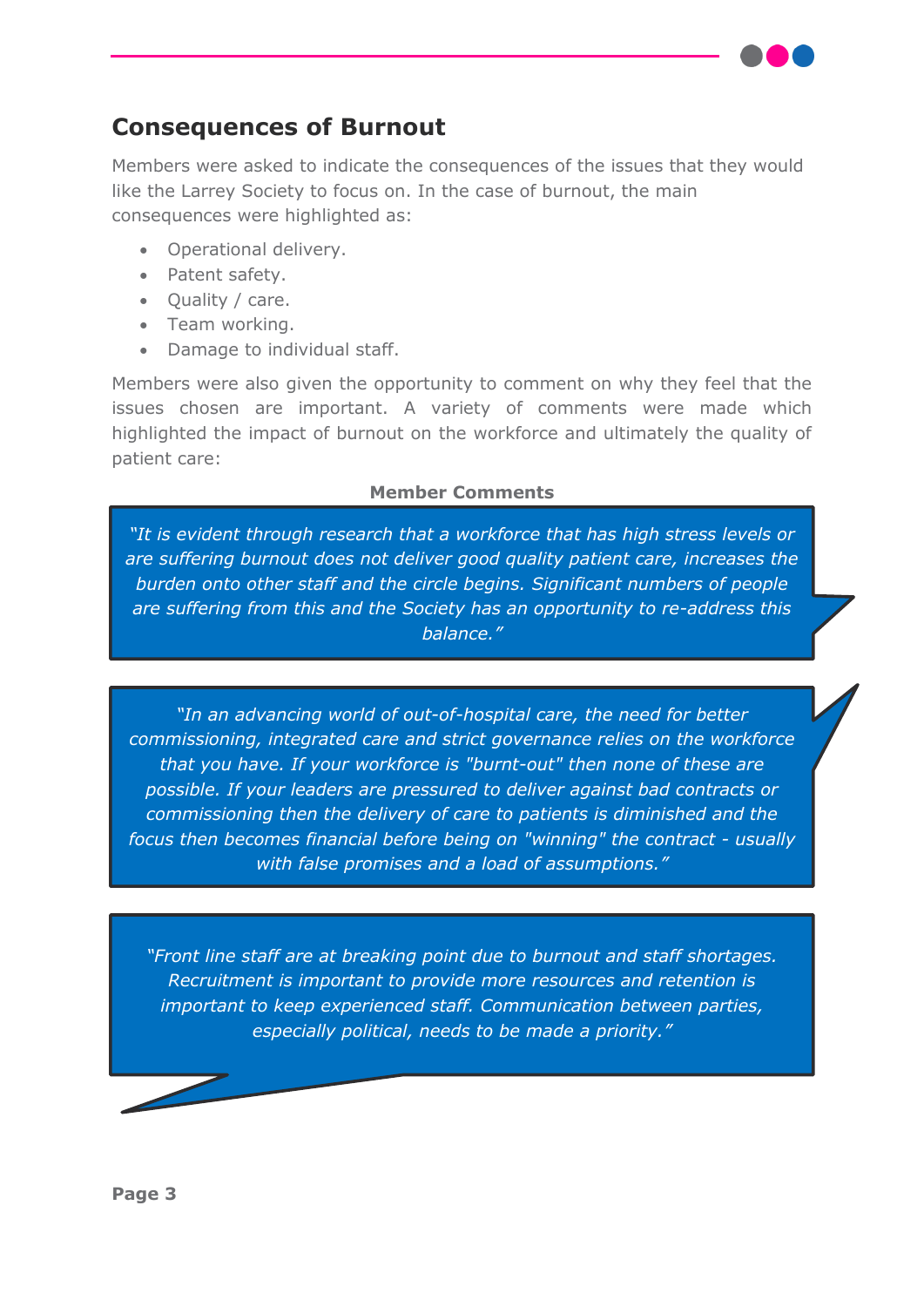## Consequences of Burnout

Members were asked to indicate the consequences of the issues that they would like the Larrey Society to focus on. In the case of burnout, the main consequences were highlighted as:

- Operational delivery.
- Patent safety.
- Quality / care.
- Team working.
- Damage to individual staff.

Members were also given the opportunity to comment on why they feel that the issues chosen are important. A variety of comments were made which highlighted the impact of burnout on the workforce and ultimately the quality of patient care:

**Member Comments**

> *"It is evident through research that a workforce that has high stress levels or are suffering burnout does not deliver good quality patient care, increases the burden onto other staff and the circle begins. Significant numbers of people are suffering from this and the Society has an opportunity to re-address this balance."*

> *"In an advancing world of out-of-hospital care, the need for better commissioning, integrated care and strict governance relies on the workforce that you have. If your workforce is "burnt-out" then none of these are possible. If your leaders are pressured to deliver against bad contracts or commissioning then the delivery of care to patients is diminished and the focus then becomes financial before being on "winning" the contract - usually with false promises and a load of assumptions."*

> *"Front line staff are at breaking point due to burnout and staff shortages. Recruitment is important to provide more resources and retention is important to keep experienced staff. Communication between parties, especially political, needs to be made a priority."*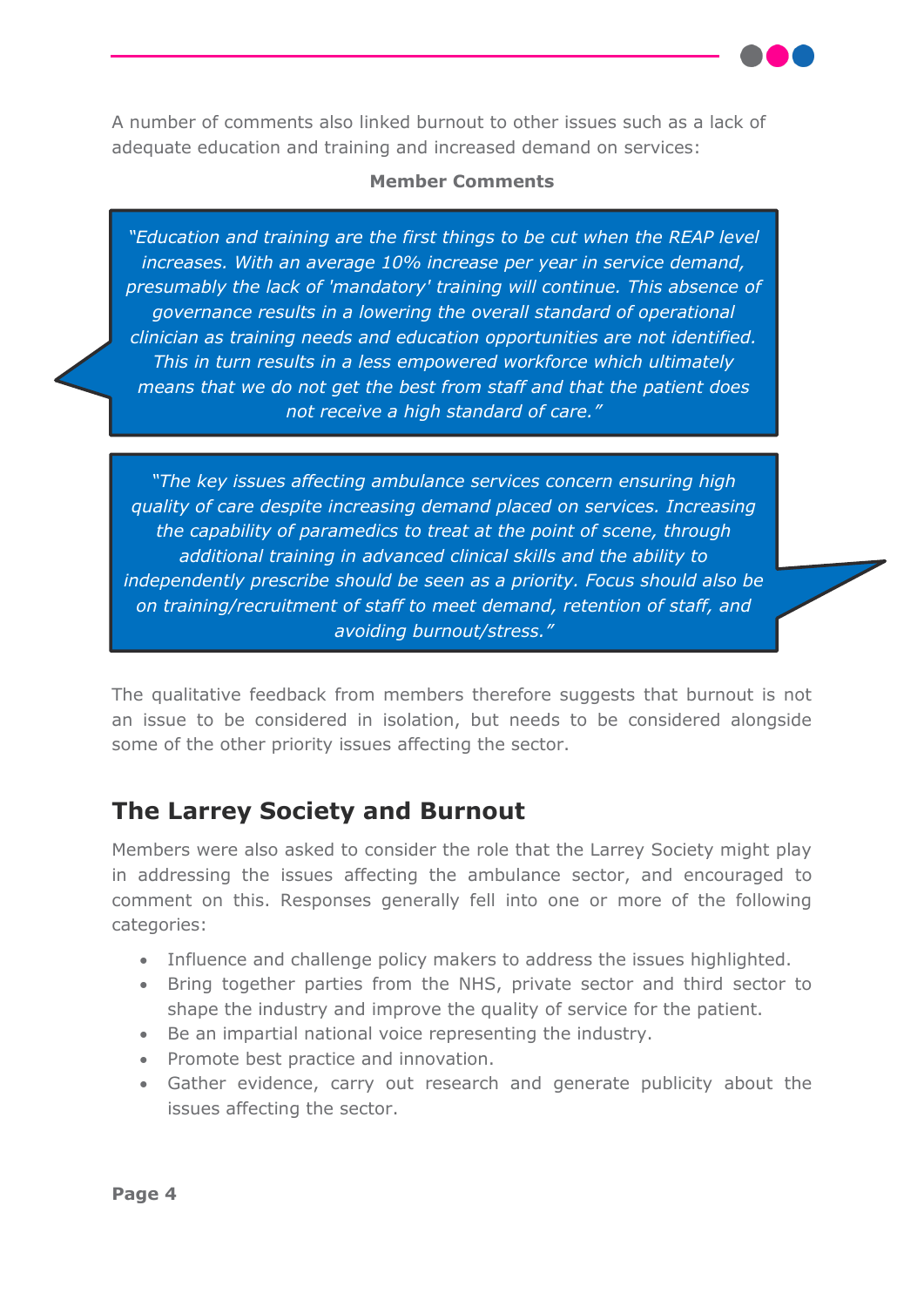A number of comments also linked burnout to other issues such as a lack of adequate education and training and increased demand on services:

**Member Comments**

> *"Education and training are the first things to be cut when the REAP level increases. With an average 10% increase per year in service demand, presumably the lack of 'mandatory' training will continue. This absence of governance results in a lowering the overall standard of operational clinician as training needs and education opportunities are not identified. This in turn results in a less empowered workforce which ultimately means that we do not get the best from staff and that the patient does not receive a high standard of care."*

> *"The key issues affecting ambulance services concern ensuring high quality of care despite increasing demand placed on services. Increasing the capability of paramedics to treat at the point of scene, through additional training in advanced clinical skills and the ability to independently prescribe should be seen as a priority. Focus should also be on training/recruitment of staff to meet demand, retention of staff, and avoiding burnout/stress."*

The qualitative feedback from members therefore suggests that burnout is not an issue to be considered in isolation, but needs to be considered alongside some of the other priority issues affecting the sector.

## The Larrey Society and Burnout

Members were also asked to consider the role that the Larrey Society might play in addressing the issues affecting the ambulance sector, and encouraged to comment on this. Responses generally fell into one or more of the following categories:

- Influence and challenge policy makers to address the issues highlighted.
- Bring together parties from the NHS, private sector and third sector to shape the industry and improve the quality of service for the patient.
- Be an impartial national voice representing the industry.
- Promote best practice and innovation.
- Gather evidence, carry out research and generate publicity about the issues affecting the sector.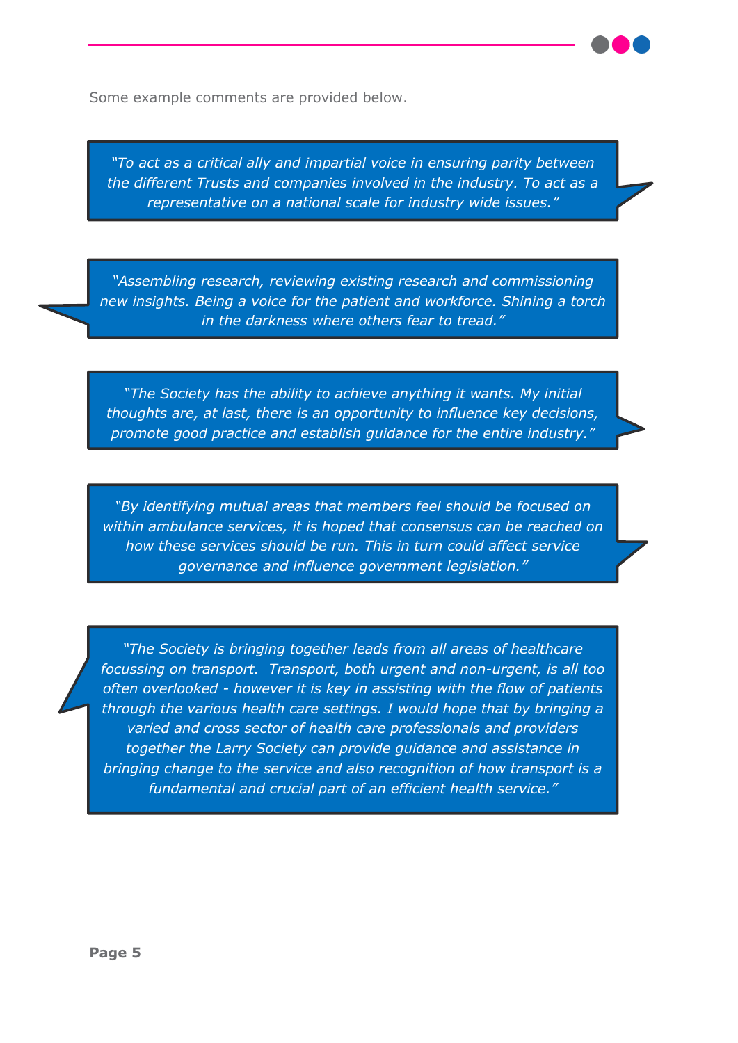Some example comments are provided below.

> *"To act as a critical ally and impartial voice in ensuring parity between the different Trusts and companies involved in the industry. To act as a representative on a national scale for industry wide issues."*

> *"Assembling research, reviewing existing research and commissioning new insights. Being a voice for the patient and workforce. Shining a torch in the darkness where others fear to tread."*

> *"The Society has the ability to achieve anything it wants. My initial thoughts are, at last, there is an opportunity to influence key decisions, promote good practice and establish guidance for the entire industry."*

> *"By identifying mutual areas that members feel should be focused on within ambulance services, it is hoped that consensus can be reached on how these services should be run. This in turn could affect service governance and influence government legislation."*

> *"The Society is bringing together leads from all areas of healthcare focussing on transport. Transport, both urgent and non-urgent, is all too often overlooked - however it is key in assisting with the flow of patients through the various health care settings. I would hope that by bringing a varied and cross sector of health care professionals and providers together the Larry Society can provide guidance and assistance in bringing change to the service and also recognition of how transport is a fundamental and crucial part of an efficient health service."*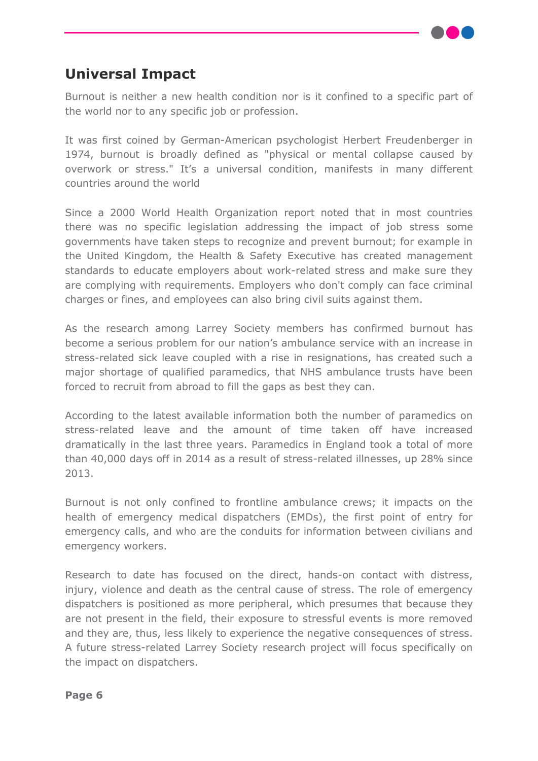## Universal Impact

Burnout is neither a new health condition nor is it confined to a specific part of the world nor to any specific job or profession.

It was first coined by German-American psychologist Herbert Freudenberger in 1974, burnout is broadly defined as "physical or mental collapse caused by overwork or stress." It's a universal condition, manifests in many different countries around the world

Since a 2000 World Health Organization report noted that in most countries there was no specific legislation addressing the impact of job stress some governments have taken steps to recognize and prevent burnout; for example in the United Kingdom, the Health & Safety Executive has created management standards to educate employers about work-related stress and make sure they are complying with requirements. Employers who don't comply can face criminal charges or fines, and employees can also bring civil suits against them.

As the research among Larrey Society members has confirmed burnout has become a serious problem for our nation's ambulance service with an increase in stress-related sick leave coupled with a rise in resignations, has created such a major shortage of qualified paramedics, that NHS ambulance trusts have been forced to recruit from abroad to fill the gaps as best they can.

According to the latest available information both the number of paramedics on stress-related leave and the amount of time taken off have increased dramatically in the last three years. Paramedics in England took a total of more than 40,000 days off in 2014 as a result of stress-related illnesses, up 28% since 2013.

Burnout is not only confined to frontline ambulance crews; it impacts on the health of emergency medical dispatchers (EMDs), the first point of entry for emergency calls, and who are the conduits for information between civilians and emergency workers.

Research to date has focused on the direct, hands-on contact with distress, injury, violence and death as the central cause of stress. The role of emergency dispatchers is positioned as more peripheral, which presumes that because they are not present in the field, their exposure to stressful events is more removed and they are, thus, less likely to experience the negative consequences of stress. A future stress-related Larrey Society research project will focus specifically on the impact on dispatchers.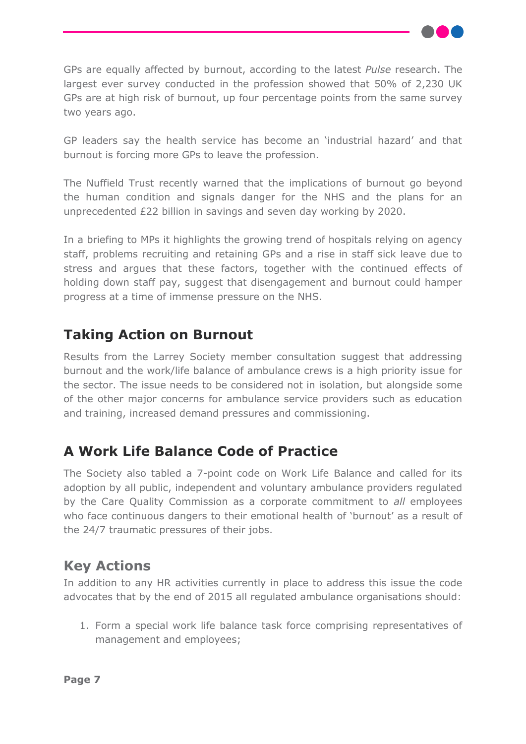GPs are equally affected by burnout, according to the latest *Pulse* research. The largest ever survey conducted in the profession showed that 50% of 2,230 UK GPs are at high risk of burnout, up four percentage points from the same survey two years ago.

GP leaders say the health service has become an 'industrial hazard' and that burnout is forcing more GPs to leave the profession.

The Nuffield Trust recently warned that the implications of burnout go beyond the human condition and signals danger for the NHS and the plans for an unprecedented £22 billion in savings and seven day working by 2020.

In a briefing to MPs it highlights the growing trend of hospitals relying on agency staff, problems recruiting and retaining GPs and a rise in staff sick leave due to stress and argues that these factors, together with the continued effects of holding down staff pay, suggest that disengagement and burnout could hamper progress at a time of immense pressure on the NHS.

## Taking Action on Burnout

Results from the Larrey Society member consultation suggest that addressing burnout and the work/life balance of ambulance crews is a high priority issue for the sector. The issue needs to be considered not in isolation, but alongside some of the other major concerns for ambulance service providers such as education and training, increased demand pressures and commissioning.

## A Work Life Balance Code of Practice

The Society also tabled a 7-point code on Work Life Balance and called for its adoption by all public, independent and voluntary ambulance providers regulated by the Care Quality Commission as a corporate commitment to *all* employees who face continuous dangers to their emotional health of 'burnout' as a result of the 24/7 traumatic pressures of their jobs.

## Key Actions

In addition to any HR activities currently in place to address this issue the code advocates that by the end of 2015 all regulated ambulance organisations should:

1. Form a special work life balance task force comprising representatives of management and employees;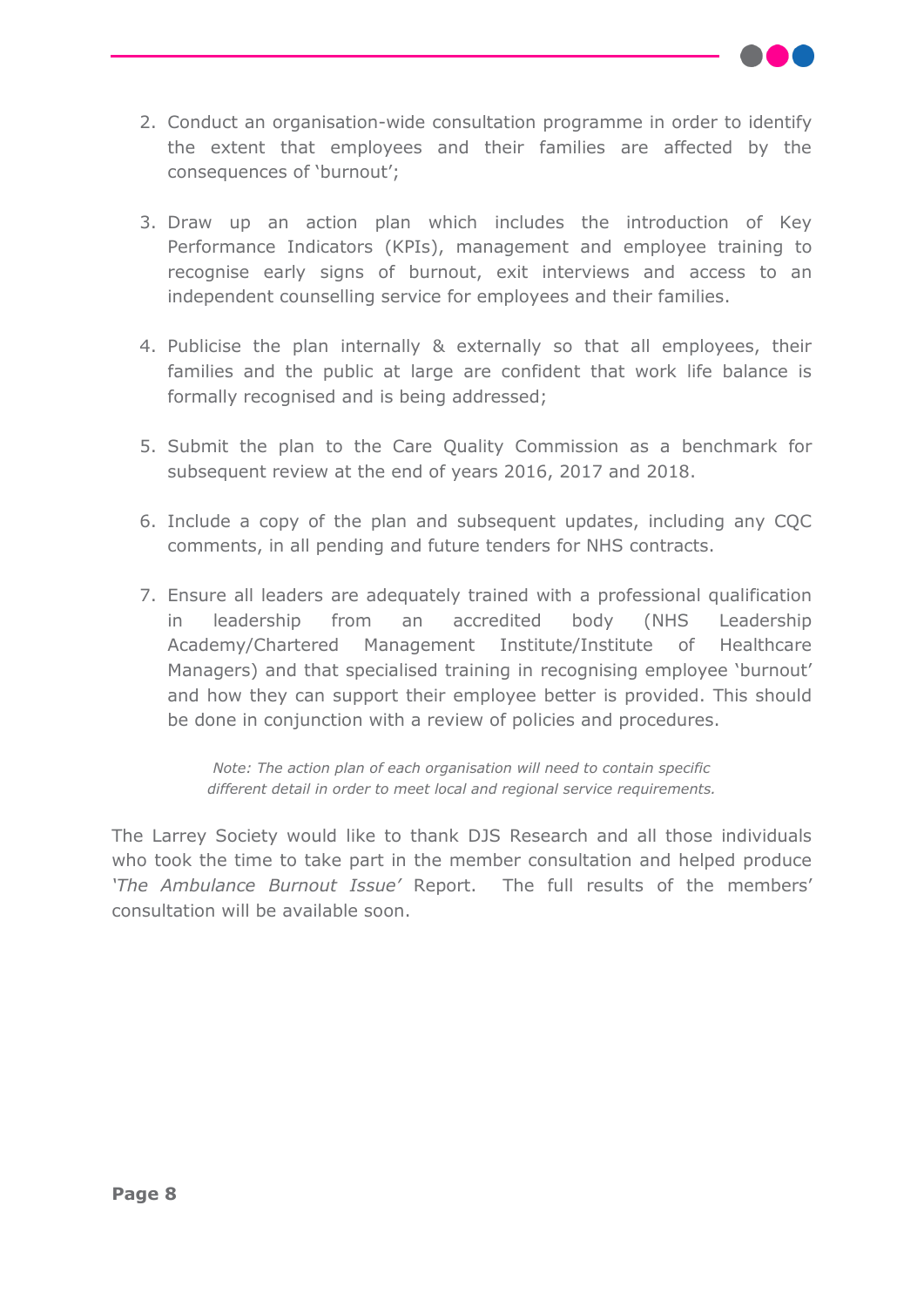2. Conduct an organisation-wide consultation programme in order to identify the extent that employees and their families are affected by the consequences of 'burnout';

3. Draw up an action plan which includes the introduction of Key Performance Indicators (KPIs), management and employee training to recognise early signs of burnout, exit interviews and access to an independent counselling service for employees and their families.

4. Publicise the plan internally & externally so that all employees, their families and the public at large are confident that work life balance is formally recognised and is being addressed;

5. Submit the plan to the Care Quality Commission as a benchmark for subsequent review at the end of years 2016, 2017 and 2018.

6. Include a copy of the plan and subsequent updates, including any CQC comments, in all pending and future tenders for NHS contracts.

7. Ensure all leaders are adequately trained with a professional qualification in leadership from an accredited body (NHS Leadership Academy/Chartered Management Institute/Institute of Healthcare Managers) and that specialised training in recognising employee 'burnout' and how they can support their employee better is provided. This should be done in conjunction with a review of policies and procedures.

*Note: The action plan of each organisation will need to contain specific different detail in order to meet local and regional service requirements.*

The Larrey Society would like to thank DJS Research and all those individuals who took the time to take part in the member consultation and helped produce *'The Ambulance Burnout Issue'* Report. The full results of the members' consultation will be available soon.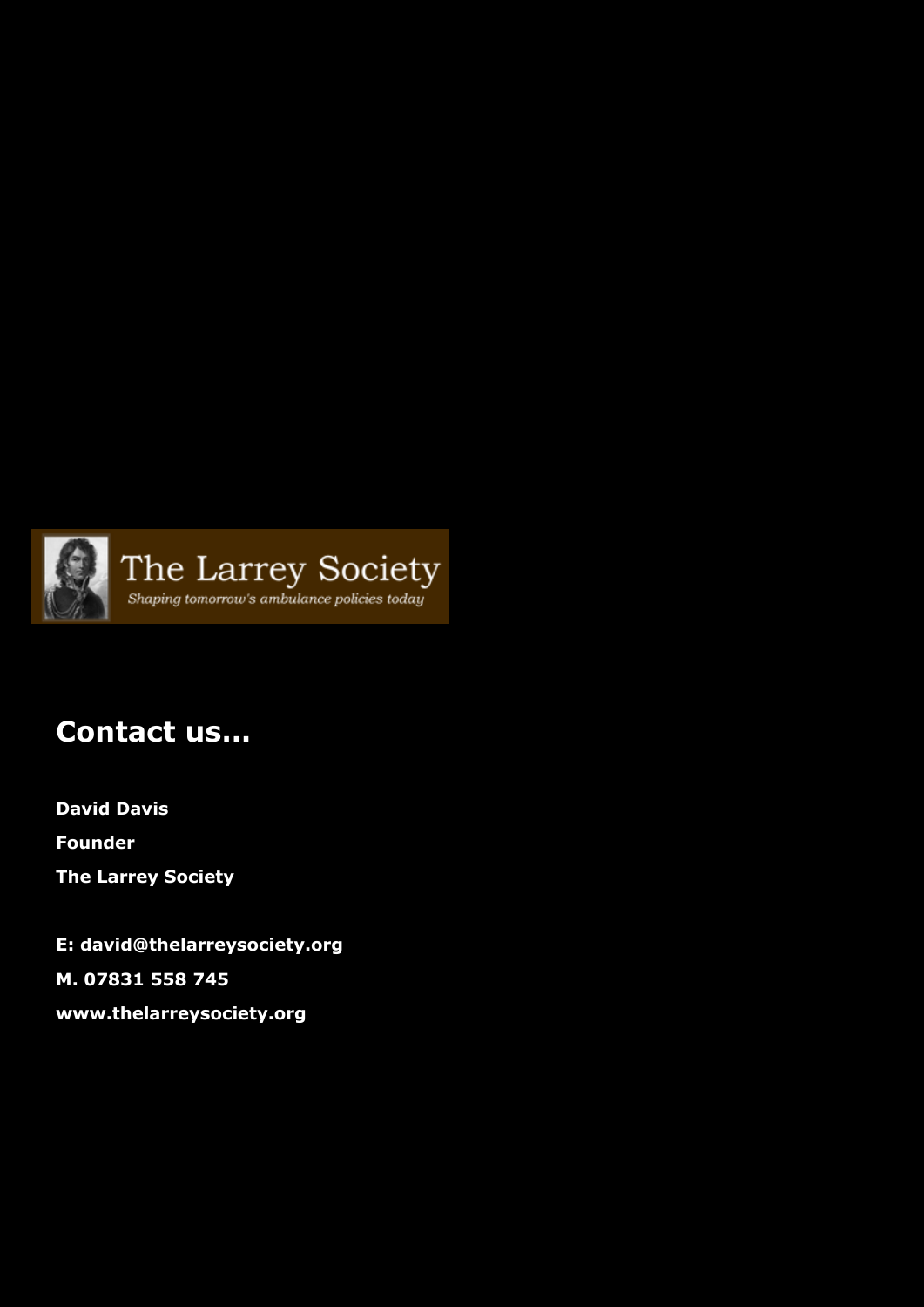The Larrey Society

*Shaping tomorrow's ambulance policies today*

## Contact us…

**David Davis**

**Founder**

**The Larrey Society**

**E: david@thelarreysociety.org**

**M. 07831 558 745**

**www.thelarreysociety.org**